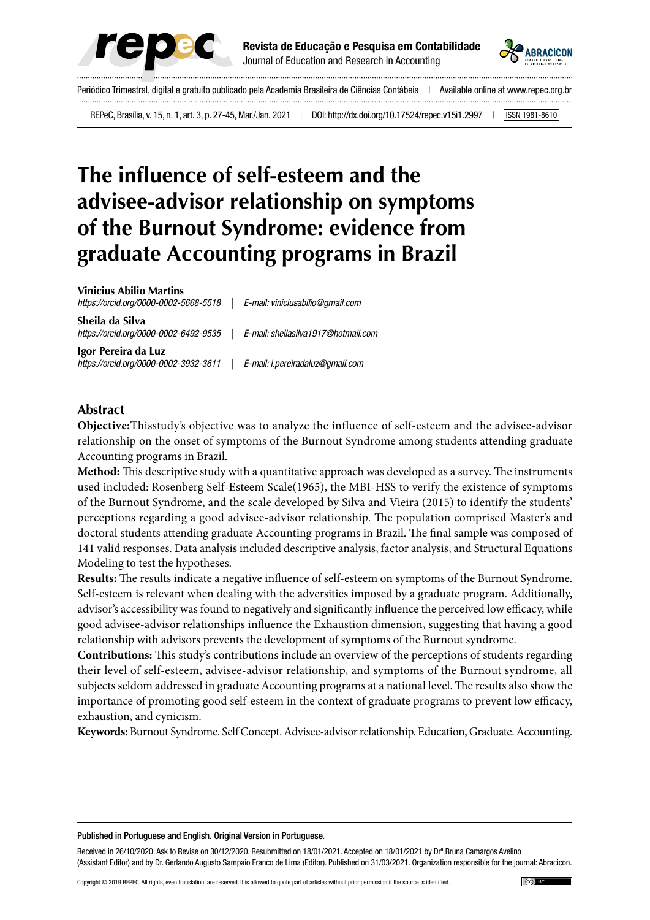# The influence of self-esteem and the advisee-advisor relationship on symptoms of the Burnout Syndrome: evidence from graduate Accounting programs in Brazil

**Vinicius Abilio Martins**
*https://orcid.org/0000-0002-5668-5518* | *E-mail: viniciusabilio@gmail.com*

**Sheila da Silva**
*https://orcid.org/0000-0002-6492-9535* | *E-mail: sheilasilva1917@hotmail.com*

**Igor Pereira da Luz**
*https://orcid.org/0000-0002-3932-3611* | *E-mail: i.pereiradaluz@gmail.com*

## Abstract

**Objective:** This study's objective was to analyze the influence of self-esteem and the advisee-advisor relationship on the onset of symptoms of the Burnout Syndrome among students attending graduate Accounting programs in Brazil.

**Method:** This descriptive study with a quantitative approach was developed as a survey. The instruments used included: Rosenberg Self-Esteem Scale(1965), the MBI-HSS to verify the existence of symptoms of the Burnout Syndrome, and the scale developed by Silva and Vieira (2015) to identify the students' perceptions regarding a good advisee-advisor relationship. The population comprised Master's and doctoral students attending graduate Accounting programs in Brazil. The final sample was composed of 141 valid responses. Data analysis included descriptive analysis, factor analysis, and Structural Equations Modeling to test the hypotheses.

**Results:** The results indicate a negative influence of self-esteem on symptoms of the Burnout Syndrome. Self-esteem is relevant when dealing with the adversities imposed by a graduate program. Additionally, advisor's accessibility was found to negatively and significantly influence the perceived low efficacy, while good advisee-advisor relationships influence the Exhaustion dimension, suggesting that having a good relationship with advisors prevents the development of symptoms of the Burnout syndrome.

**Contributions:** This study's contributions include an overview of the perceptions of students regarding their level of self-esteem, advisee-advisor relationship, and symptoms of the Burnout syndrome, all subjects seldom addressed in graduate Accounting programs at a national level. The results also show the importance of promoting good self-esteem in the context of graduate programs to prevent low efficacy, exhaustion, and cynicism.

**Keywords:** Burnout Syndrome. Self Concept. Advisee-advisor relationship. Education, Graduate. Accounting.

Published in Portuguese and English. Original Version in Portuguese.

Received in 26/10/2020. Ask to Revise on 30/12/2020. Resubmitted on 18/01/2021. Accepted on 18/01/2021 by Drª Bruna Camargos Avelino (Assistant Editor) and by Dr. Gerlando Augusto Sampaio Franco de Lima (Editor). Published on 31/03/2021. Organization responsible for the journal: Abracicon.

Copyright © 2019 REPEC. All rights, even translation, are reserved. It is allowed to quote part of articles without prior permission if the source is identified.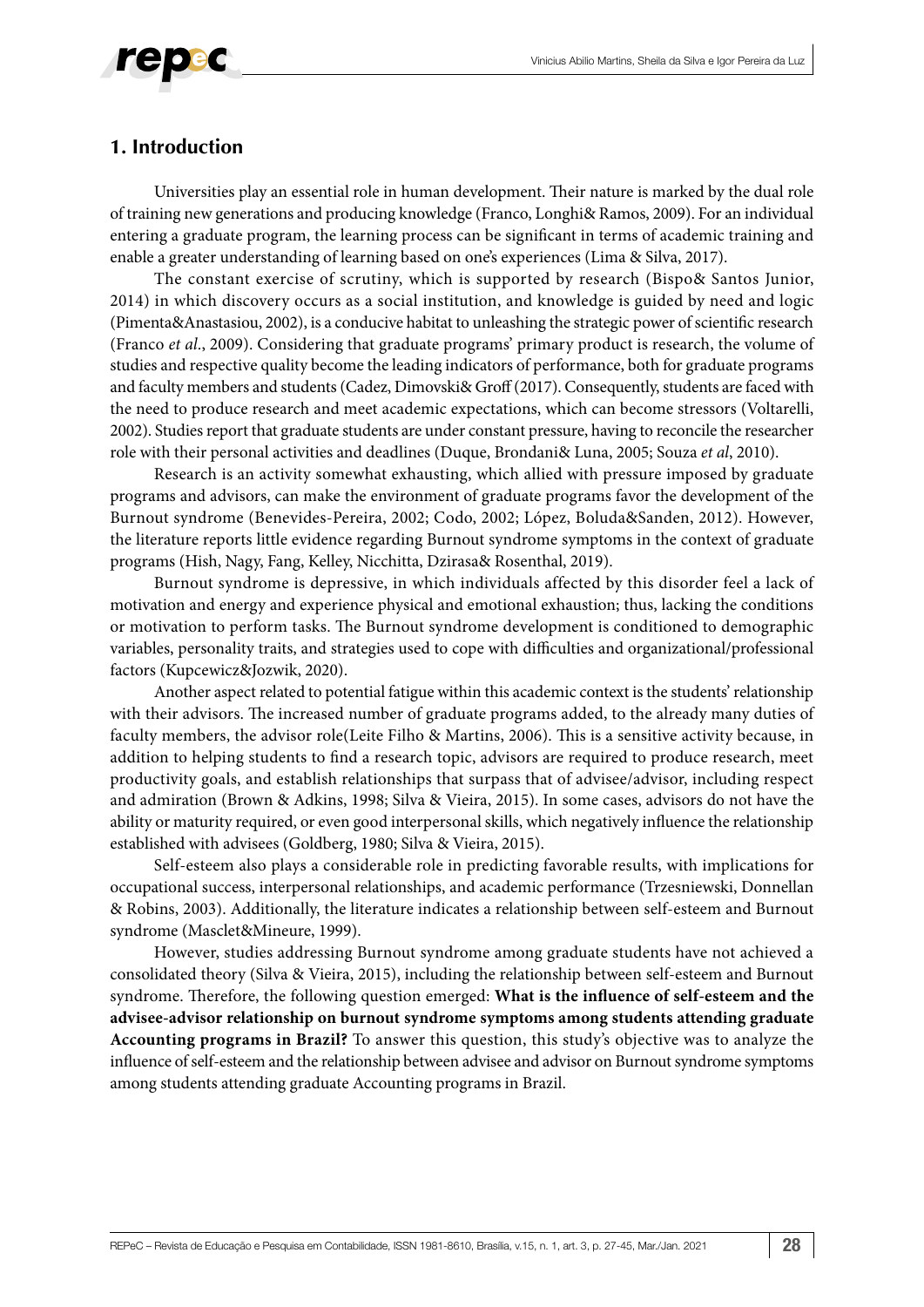## 1. Introduction

Universities play an essential role in human development. Their nature is marked by the dual role of training new generations and producing knowledge (Franco, Longhi& Ramos, 2009). For an individual entering a graduate program, the learning process can be significant in terms of academic training and enable a greater understanding of learning based on one's experiences (Lima & Silva, 2017).

The constant exercise of scrutiny, which is supported by research (Bispo& Santos Junior, 2014) in which discovery occurs as a social institution, and knowledge is guided by need and logic (Pimenta&Anastasiou, 2002), is a conducive habitat to unleashing the strategic power of scientific research (Franco *et al*., 2009). Considering that graduate programs' primary product is research, the volume of studies and respective quality become the leading indicators of performance, both for graduate programs and faculty members and students (Cadez, Dimovski& Groff (2017). Consequently, students are faced with the need to produce research and meet academic expectations, which can become stressors (Voltarelli, 2002). Studies report that graduate students are under constant pressure, having to reconcile the researcher role with their personal activities and deadlines (Duque, Brondani& Luna, 2005; Souza *et al*, 2010).

Research is an activity somewhat exhausting, which allied with pressure imposed by graduate programs and advisors, can make the environment of graduate programs favor the development of the Burnout syndrome (Benevides-Pereira, 2002; Codo, 2002; López, Boluda&Sanden, 2012). However, the literature reports little evidence regarding Burnout syndrome symptoms in the context of graduate programs (Hish, Nagy, Fang, Kelley, Nicchitta, Dzirasa& Rosenthal, 2019).

Burnout syndrome is depressive, in which individuals affected by this disorder feel a lack of motivation and energy and experience physical and emotional exhaustion; thus, lacking the conditions or motivation to perform tasks. The Burnout syndrome development is conditioned to demographic variables, personality traits, and strategies used to cope with difficulties and organizational/professional factors (Kupcewicz&Jozwik, 2020).

Another aspect related to potential fatigue within this academic context is the students' relationship with their advisors. The increased number of graduate programs added, to the already many duties of faculty members, the advisor role(Leite Filho & Martins, 2006). This is a sensitive activity because, in addition to helping students to find a research topic, advisors are required to produce research, meet productivity goals, and establish relationships that surpass that of advisee/advisor, including respect and admiration (Brown & Adkins, 1998; Silva & Vieira, 2015). In some cases, advisors do not have the ability or maturity required, or even good interpersonal skills, which negatively influence the relationship established with advisees (Goldberg, 1980; Silva & Vieira, 2015).

Self-esteem also plays a considerable role in predicting favorable results, with implications for occupational success, interpersonal relationships, and academic performance (Trzesniewski, Donnellan & Robins, 2003). Additionally, the literature indicates a relationship between self-esteem and Burnout syndrome (Masclet&Mineure, 1999).

However, studies addressing Burnout syndrome among graduate students have not achieved a consolidated theory (Silva & Vieira, 2015), including the relationship between self-esteem and Burnout syndrome. Therefore, the following question emerged: **What is the influence of self-esteem and the advisee-advisor relationship on burnout syndrome symptoms among students attending graduate Accounting programs in Brazil?** To answer this question, this study's objective was to analyze the influence of self-esteem and the relationship between advisee and advisor on Burnout syndrome symptoms among students attending graduate Accounting programs in Brazil.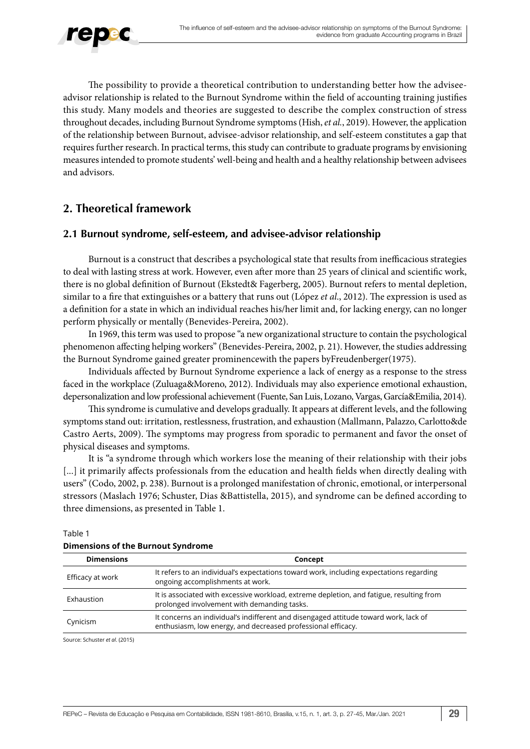The possibility to provide a theoretical contribution to understanding better how the advisee-advisor relationship is related to the Burnout Syndrome within the field of accounting training justifies this study. Many models and theories are suggested to describe the complex construction of stress throughout decades, including Burnout Syndrome symptoms (Hish, *et al.*, 2019). However, the application of the relationship between Burnout, advisee-advisor relationship, and self-esteem constitutes a gap that requires further research. In practical terms, this study can contribute to graduate programs by envisioning measures intended to promote students' well-being and health and a healthy relationship between advisees and advisors.

## 2. Theoretical framework

### 2.1 Burnout syndrome, self-esteem, and advisee-advisor relationship

Burnout is a construct that describes a psychological state that results from inefficacious strategies to deal with lasting stress at work. However, even after more than 25 years of clinical and scientific work, there is no global definition of Burnout (Ekstedt& Fagerberg, 2005). Burnout refers to mental depletion, similar to a fire that extinguishes or a battery that runs out (López *et al.*, 2012). The expression is used as a definition for a state in which an individual reaches his/her limit and, for lacking energy, can no longer perform physically or mentally (Benevides-Pereira, 2002).

In 1969, this term was used to propose "a new organizational structure to contain the psychological phenomenon affecting helping workers" (Benevides-Pereira, 2002, p. 21). However, the studies addressing the Burnout Syndrome gained greater prominencewith the papers byFreudenberger(1975).

Individuals affected by Burnout Syndrome experience a lack of energy as a response to the stress faced in the workplace (Zuluaga&Moreno, 2012). Individuals may also experience emotional exhaustion, depersonalization and low professional achievement (Fuente, San Luis, Lozano, Vargas, García&Emilia, 2014).

This syndrome is cumulative and develops gradually. It appears at different levels, and the following symptoms stand out: irritation, restlessness, frustration, and exhaustion (Mallmann, Palazzo, Carlotto&de Castro Aerts, 2009). The symptoms may progress from sporadic to permanent and favor the onset of physical diseases and symptoms.

It is "a syndrome through which workers lose the meaning of their relationship with their jobs [...] it primarily affects professionals from the education and health fields when directly dealing with users" (Codo, 2002, p. 238). Burnout is a prolonged manifestation of chronic, emotional, or interpersonal stressors (Maslach 1976; Schuster, Dias &Battistella, 2015), and syndrome can be defined according to three dimensions, as presented in Table 1.

Table 1

**Dimensions of the Burnout Syndrome**

| Dimensions | Concept |
|---|---|
| Efficacy at work | It refers to an individual's expectations toward work, including expectations regarding ongoing accomplishments at work. |
| Exhaustion | It is associated with excessive workload, extreme depletion, and fatigue, resulting from prolonged involvement with demanding tasks. |
| Cynicism | It concerns an individual's indifferent and disengaged attitude toward work, lack of enthusiasm, low energy, and decreased professional efficacy. |

Source: Schuster *et al*. (2015)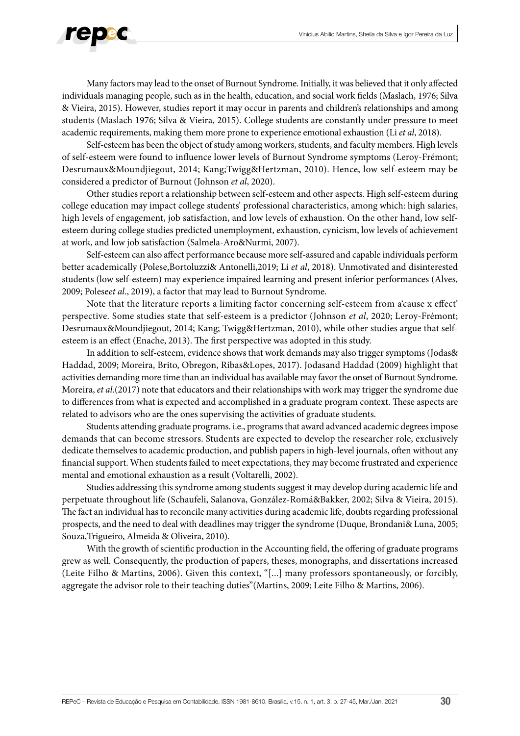Many factors may lead to the onset of Burnout Syndrome. Initially, it was believed that it only affected individuals managing people, such as in the health, education, and social work fields (Maslach, 1976; Silva & Vieira, 2015). However, studies report it may occur in parents and children's relationships and among students (Maslach 1976; Silva & Vieira, 2015). College students are constantly under pressure to meet academic requirements, making them more prone to experience emotional exhaustion (Li *et al*, 2018).

Self-esteem has been the object of study among workers, students, and faculty members. High levels of self-esteem were found to influence lower levels of Burnout Syndrome symptoms (Leroy-Frémont; Desrumaux&Moundjiegout, 2014; Kang;Twigg&Hertzman, 2010). Hence, low self-esteem may be considered a predictor of Burnout (Johnson *et al*, 2020).

Other studies report a relationship between self-esteem and other aspects. High self-esteem during college education may impact college students' professional characteristics, among which: high salaries, high levels of engagement, job satisfaction, and low levels of exhaustion. On the other hand, low self-esteem during college studies predicted unemployment, exhaustion, cynicism, low levels of achievement at work, and low job satisfaction (Salmela-Aro&Nurmi, 2007).

Self-esteem can also affect performance because more self-assured and capable individuals perform better academically (Polese,Bortoluzzi& Antonelli,2019; Li *et al*, 2018). Unmotivated and disinterested students (low self-esteem) may experience impaired learning and present inferior performances (Alves, 2009; Polese*et al*., 2019), a factor that may lead to Burnout Syndrome.

Note that the literature reports a limiting factor concerning self-esteem from a'cause x effect' perspective. Some studies state that self-esteem is a predictor (Johnson *et al*, 2020; Leroy-Frémont; Desrumaux&Moundjiegout, 2014; Kang; Twigg&Hertzman, 2010), while other studies argue that self-esteem is an effect (Enache, 2013). The first perspective was adopted in this study.

In addition to self-esteem, evidence shows that work demands may also trigger symptoms (Jodas& Haddad, 2009; Moreira, Brito, Obregon, Ribas&Lopes, 2017). Jodasand Haddad (2009) highlight that activities demanding more time than an individual has available may favor the onset of Burnout Syndrome. Moreira, *et al*.(2017) note that educators and their relationships with work may trigger the syndrome due to differences from what is expected and accomplished in a graduate program context. These aspects are related to advisors who are the ones supervising the activities of graduate students.

Students attending graduate programs. i.e., programs that award advanced academic degrees impose demands that can become stressors. Students are expected to develop the researcher role, exclusively dedicate themselves to academic production, and publish papers in high-level journals, often without any financial support. When students failed to meet expectations, they may become frustrated and experience mental and emotional exhaustion as a result (Voltarelli, 2002).

Studies addressing this syndrome among students suggest it may develop during academic life and perpetuate throughout life (Schaufeli, Salanova, González-Romá&Bakker, 2002; Silva & Vieira, 2015). The fact an individual has to reconcile many activities during academic life, doubts regarding professional prospects, and the need to deal with deadlines may trigger the syndrome (Duque, Brondani& Luna, 2005; Souza,Trigueiro, Almeida & Oliveira, 2010).

With the growth of scientific production in the Accounting field, the offering of graduate programs grew as well. Consequently, the production of papers, theses, monographs, and dissertations increased (Leite Filho & Martins, 2006). Given this context, "[...] many professors spontaneously, or forcibly, aggregate the advisor role to their teaching duties"(Martins, 2009; Leite Filho & Martins, 2006).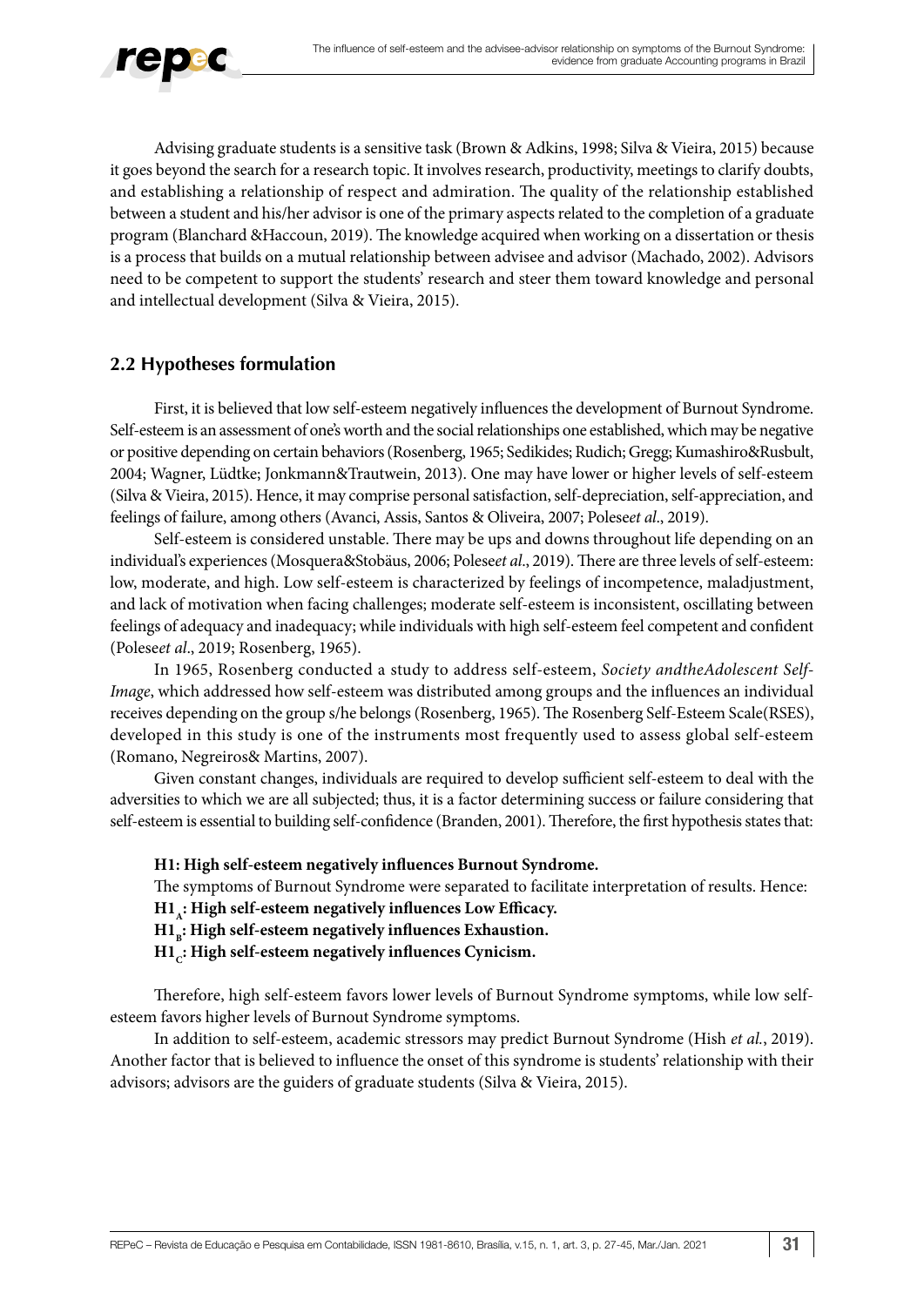Advising graduate students is a sensitive task (Brown & Adkins, 1998; Silva & Vieira, 2015) because it goes beyond the search for a research topic. It involves research, productivity, meetings to clarify doubts, and establishing a relationship of respect and admiration. The quality of the relationship established between a student and his/her advisor is one of the primary aspects related to the completion of a graduate program (Blanchard &Haccoun, 2019). The knowledge acquired when working on a dissertation or thesis is a process that builds on a mutual relationship between advisee and advisor (Machado, 2002). Advisors need to be competent to support the students' research and steer them toward knowledge and personal and intellectual development (Silva & Vieira, 2015).

## 2.2 Hypotheses formulation

First, it is believed that low self-esteem negatively influences the development of Burnout Syndrome. Self-esteem is an assessment of one's worth and the social relationships one established, which may be negative or positive depending on certain behaviors (Rosenberg, 1965; Sedikides; Rudich; Gregg; Kumashiro&Rusbult, 2004; Wagner, Lüdtke; Jonkmann&Trautwein, 2013). One may have lower or higher levels of self-esteem (Silva & Vieira, 2015). Hence, it may comprise personal satisfaction, self-depreciation, self-appreciation, and feelings of failure, among others (Avanci, Assis, Santos & Oliveira, 2007; Polese*et al*., 2019).

Self-esteem is considered unstable. There may be ups and downs throughout life depending on an individual's experiences (Mosquera&Stobäus, 2006; Polese*et al*., 2019). There are three levels of self-esteem: low, moderate, and high. Low self-esteem is characterized by feelings of incompetence, maladjustment, and lack of motivation when facing challenges; moderate self-esteem is inconsistent, oscillating between feelings of adequacy and inadequacy; while individuals with high self-esteem feel competent and confident (Polese*et al*., 2019; Rosenberg, 1965).

In 1965, Rosenberg conducted a study to address self-esteem, *Society andtheAdolescent Self-Image*, which addressed how self-esteem was distributed among groups and the influences an individual receives depending on the group s/he belongs (Rosenberg, 1965). The Rosenberg Self-Esteem Scale(RSES), developed in this study is one of the instruments most frequently used to assess global self-esteem (Romano, Negreiros& Martins, 2007).

Given constant changes, individuals are required to develop sufficient self-esteem to deal with the adversities to which we are all subjected; thus, it is a factor determining success or failure considering that self-esteem is essential to building self-confidence (Branden, 2001). Therefore, the first hypothesis states that:

**H1: High self-esteem negatively influences Burnout Syndrome.**

The symptoms of Burnout Syndrome were separated to facilitate interpretation of results. Hence:

**$H1_A$: High self-esteem negatively influences Low Efficacy.**

**$H1_B$: High self-esteem negatively influences Exhaustion.**

**$H1_C$: High self-esteem negatively influences Cynicism.**

Therefore, high self-esteem favors lower levels of Burnout Syndrome symptoms, while low self-esteem favors higher levels of Burnout Syndrome symptoms.

In addition to self-esteem, academic stressors may predict Burnout Syndrome (Hish *et al.*, 2019). Another factor that is believed to influence the onset of this syndrome is students' relationship with their advisors; advisors are the guiders of graduate students (Silva & Vieira, 2015).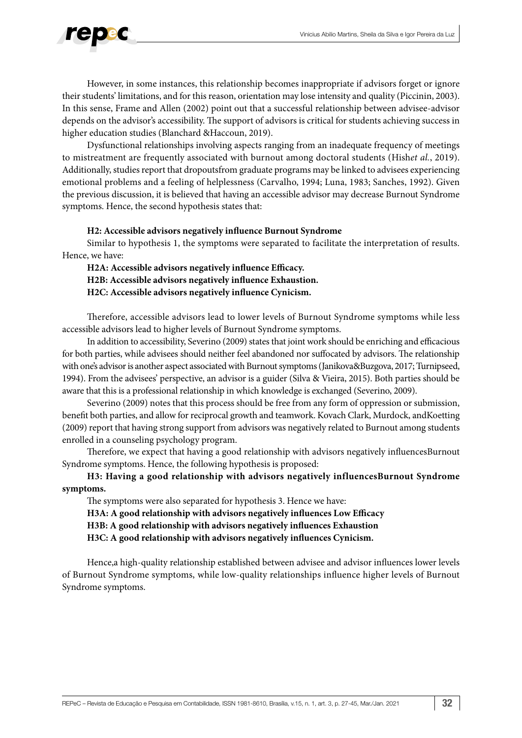However, in some instances, this relationship becomes inappropriate if advisors forget or ignore their students' limitations, and for this reason, orientation may lose intensity and quality (Piccinin, 2003). In this sense, Frame and Allen (2002) point out that a successful relationship between advisee-advisor depends on the advisor's accessibility. The support of advisors is critical for students achieving success in higher education studies (Blanchard &Haccoun, 2019).

Dysfunctional relationships involving aspects ranging from an inadequate frequency of meetings to mistreatment are frequently associated with burnout among doctoral students (Hish*et al.*, 2019). Additionally, studies report that dropoutsfrom graduate programs may be linked to advisees experiencing emotional problems and a feeling of helplessness (Carvalho, 1994; Luna, 1983; Sanches, 1992). Given the previous discussion, it is believed that having an accessible advisor may decrease Burnout Syndrome symptoms. Hence, the second hypothesis states that:

**H2: Accessible advisors negatively influence Burnout Syndrome**

Similar to hypothesis 1, the symptoms were separated to facilitate the interpretation of results. Hence, we have:

**H2A: Accessible advisors negatively influence Efficacy.**
**H2B: Accessible advisors negatively influence Exhaustion.**
**H2C: Accessible advisors negatively influence Cynicism.**

Therefore, accessible advisors lead to lower levels of Burnout Syndrome symptoms while less accessible advisors lead to higher levels of Burnout Syndrome symptoms.

In addition to accessibility, Severino (2009) states that joint work should be enriching and efficacious for both parties, while advisees should neither feel abandoned nor suffocated by advisors. The relationship with one's advisor is another aspect associated with Burnout symptoms (Janikova&Buzgova, 2017; Turnipseed, 1994). From the advisees' perspective, an advisor is a guider (Silva & Vieira, 2015). Both parties should be aware that this is a professional relationship in which knowledge is exchanged (Severino, 2009).

Severino (2009) notes that this process should be free from any form of oppression or submission, benefit both parties, and allow for reciprocal growth and teamwork. Kovach Clark, Murdock, andKoetting (2009) report that having strong support from advisors was negatively related to Burnout among students enrolled in a counseling psychology program.

Therefore, we expect that having a good relationship with advisors negatively influencesBurnout Syndrome symptoms. Hence, the following hypothesis is proposed:

**H3: Having a good relationship with advisors negatively influencesBurnout Syndrome symptoms.**

The symptoms were also separated for hypothesis 3. Hence we have:

**H3A: A good relationship with advisors negatively influences Low Efficacy**
**H3B: A good relationship with advisors negatively influences Exhaustion**
**H3C: A good relationship with advisors negatively influences Cynicism.**

Hence,a high-quality relationship established between advisee and advisor influences lower levels of Burnout Syndrome symptoms, while low-quality relationships influence higher levels of Burnout Syndrome symptoms.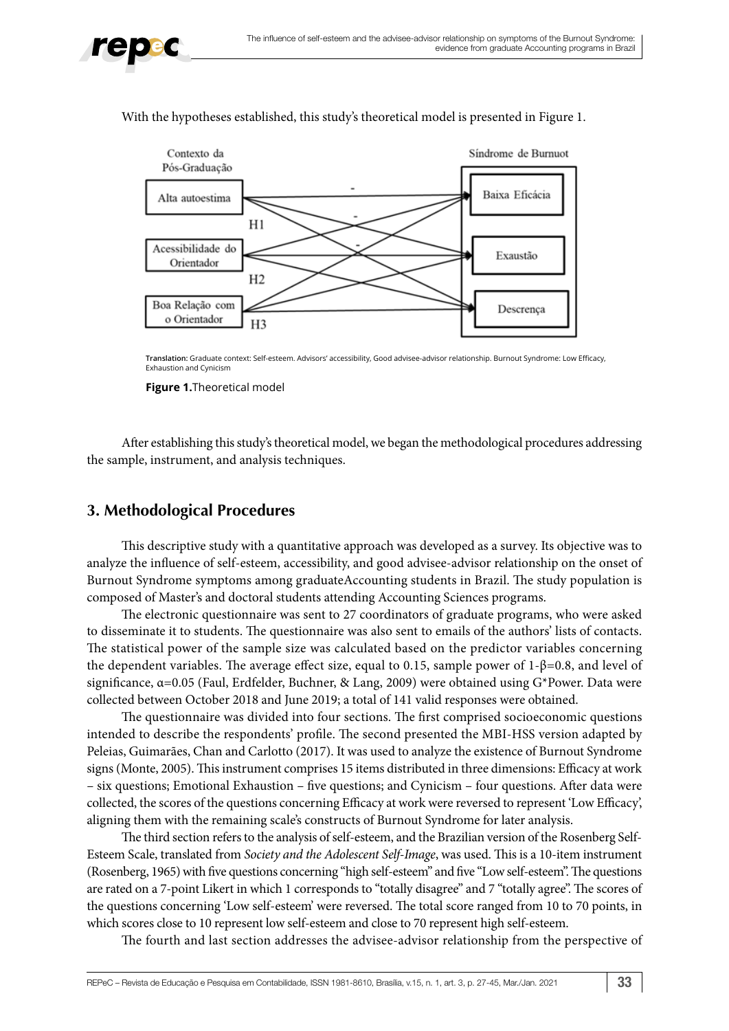With the hypotheses established, this study's theoretical model is presented in Figure 1.

Translation: Graduate context: Self-esteem. Advisors' accessibility, Good advisee-advisor relationship. Burnout Syndrome: Low Efficacy, Exhaustion and Cynicism

**Figure 1.**Theoretical model

After establishing this study's theoretical model, we began the methodological procedures addressing the sample, instrument, and analysis techniques.

## 3. Methodological Procedures

This descriptive study with a quantitative approach was developed as a survey. Its objective was to analyze the influence of self-esteem, accessibility, and good advisee-advisor relationship on the onset of Burnout Syndrome symptoms among graduateAccounting students in Brazil. The study population is composed of Master's and doctoral students attending Accounting Sciences programs.

The electronic questionnaire was sent to 27 coordinators of graduate programs, who were asked to disseminate it to students. The questionnaire was also sent to emails of the authors' lists of contacts. The statistical power of the sample size was calculated based on the predictor variables concerning the dependent variables. The average effect size, equal to 0.15, sample power of $1\text{-}\beta=0.8$, and level of significance, $\alpha=0.05$ (Faul, Erdfelder, Buchner, & Lang, 2009) were obtained using G*Power. Data were collected between October 2018 and June 2019; a total of 141 valid responses were obtained.

The questionnaire was divided into four sections. The first comprised socioeconomic questions intended to describe the respondents' profile. The second presented the MBI-HSS version adapted by Peleias, Guimarães, Chan and Carlotto (2017). It was used to analyze the existence of Burnout Syndrome signs (Monte, 2005). This instrument comprises 15 items distributed in three dimensions: Efficacy at work – six questions; Emotional Exhaustion – five questions; and Cynicism – four questions. After data were collected, the scores of the questions concerning Efficacy at work were reversed to represent 'Low Efficacy', aligning them with the remaining scale's constructs of Burnout Syndrome for later analysis.

The third section refers to the analysis of self-esteem, and the Brazilian version of the Rosenberg Self-Esteem Scale, translated from *Society and the Adolescent Self-Image*, was used. This is a 10-item instrument (Rosenberg, 1965) with five questions concerning "high self-esteem" and five "Low self-esteem". The questions are rated on a 7-point Likert in which 1 corresponds to "totally disagree" and 7 "totally agree". The scores of the questions concerning 'Low self-esteem' were reversed. The total score ranged from 10 to 70 points, in which scores close to 10 represent low self-esteem and close to 70 represent high self-esteem.

The fourth and last section addresses the advisee-advisor relationship from the perspective of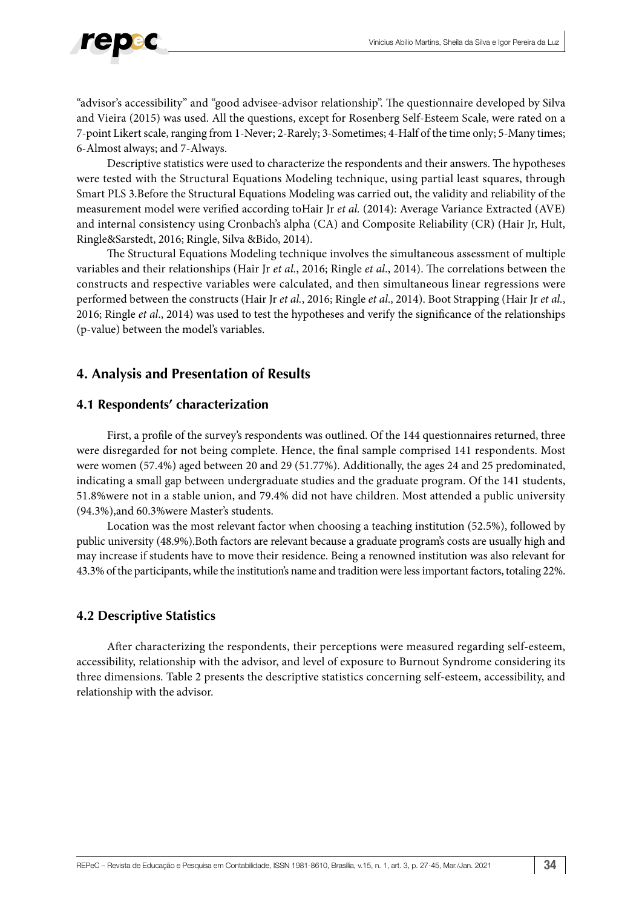"advisor's accessibility" and "good advisee-advisor relationship". The questionnaire developed by Silva and Vieira (2015) was used. All the questions, except for Rosenberg Self-Esteem Scale, were rated on a 7-point Likert scale, ranging from 1-Never; 2-Rarely; 3-Sometimes; 4-Half of the time only; 5-Many times; 6-Almost always; and 7-Always.

Descriptive statistics were used to characterize the respondents and their answers. The hypotheses were tested with the Structural Equations Modeling technique, using partial least squares, through Smart PLS 3.Before the Structural Equations Modeling was carried out, the validity and reliability of the measurement model were verified according toHair Jr *et al.* (2014): Average Variance Extracted (AVE) and internal consistency using Cronbach's alpha (CA) and Composite Reliability (CR) (Hair Jr, Hult, Ringle&Sarstedt, 2016; Ringle, Silva &Bido, 2014).

The Structural Equations Modeling technique involves the simultaneous assessment of multiple variables and their relationships (Hair Jr *et al.*, 2016; Ringle *et al.*, 2014). The correlations between the constructs and respective variables were calculated, and then simultaneous linear regressions were performed between the constructs (Hair Jr *et al.*, 2016; Ringle *et al.*, 2014). Boot Strapping (Hair Jr *et al.*, 2016; Ringle *et al.*, 2014) was used to test the hypotheses and verify the significance of the relationships (p-value) between the model's variables.

## 4. Analysis and Presentation of Results

### 4.1 Respondents' characterization

First, a profile of the survey's respondents was outlined. Of the 144 questionnaires returned, three were disregarded for not being complete. Hence, the final sample comprised 141 respondents. Most were women (57.4%) aged between 20 and 29 (51.77%). Additionally, the ages 24 and 25 predominated, indicating a small gap between undergraduate studies and the graduate program. Of the 141 students, 51.8%were not in a stable union, and 79.4% did not have children. Most attended a public university (94.3%),and 60.3%were Master's students.

Location was the most relevant factor when choosing a teaching institution (52.5%), followed by public university (48.9%).Both factors are relevant because a graduate program's costs are usually high and may increase if students have to move their residence. Being a renowned institution was also relevant for 43.3% of the participants, while the institution's name and tradition were less important factors, totaling 22%.

### 4.2 Descriptive Statistics

After characterizing the respondents, their perceptions were measured regarding self-esteem, accessibility, relationship with the advisor, and level of exposure to Burnout Syndrome considering its three dimensions. Table 2 presents the descriptive statistics concerning self-esteem, accessibility, and relationship with the advisor.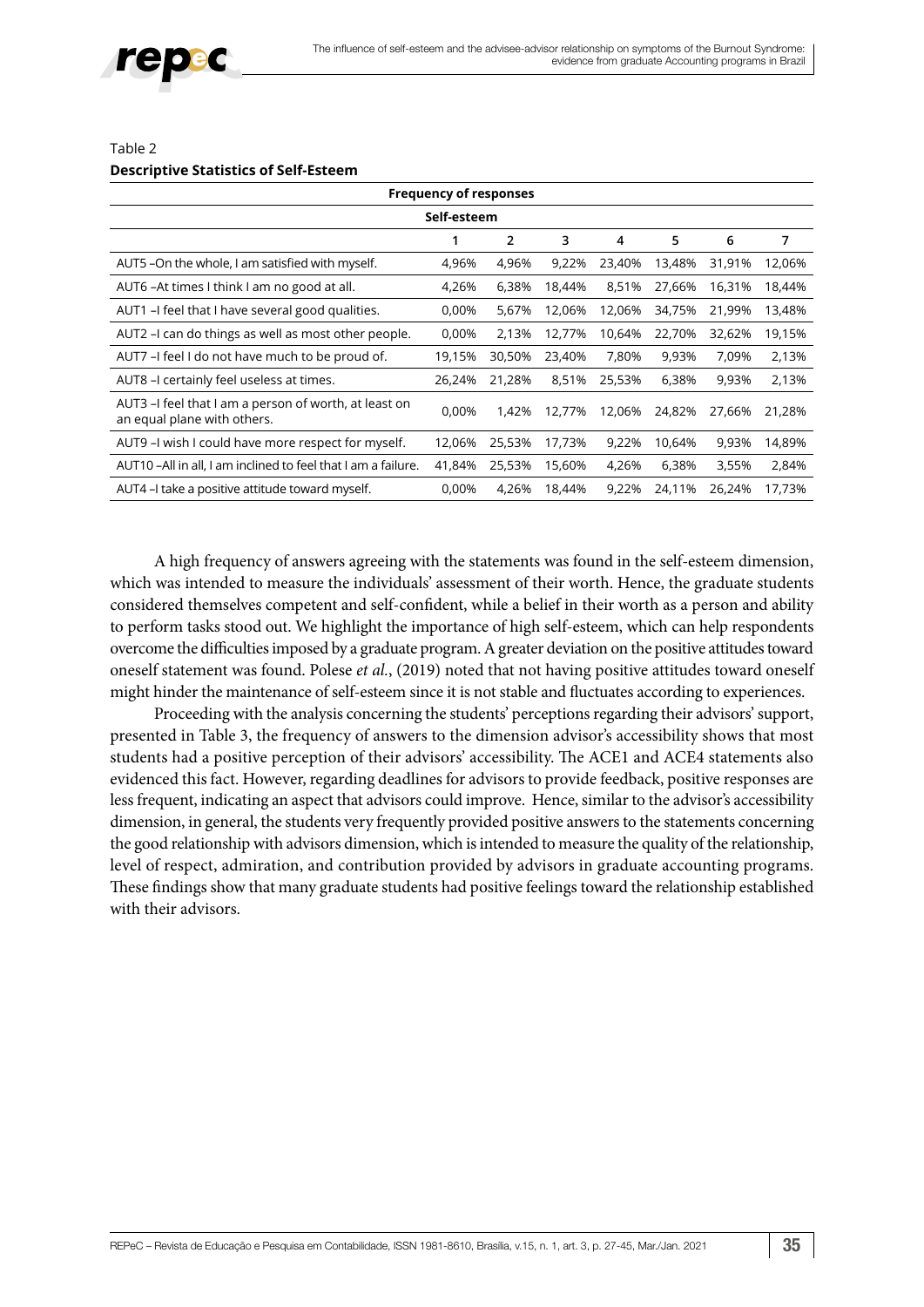Table 2
**Descriptive Statistics of Self-Esteem**

| Frequency of responses | | | | | | | |
|---|---|---|---|---|---|---|---|
| Self-esteem | | | | | | | |
| | 1 | 2 | 3 | 4 | 5 | 6 | 7 |
| AUT5 –On the whole, I am satisfied with myself. | 4,96% | 4,96% | 9,22% | 23,40% | 13,48% | 31,91% | 12,06% |
| AUT6 –At times I think I am no good at all. | 4,26% | 6,38% | 18,44% | 8,51% | 27,66% | 16,31% | 18,44% |
| AUT1 –I feel that I have several good qualities. | 0,00% | 5,67% | 12,06% | 12,06% | 34,75% | 21,99% | 13,48% |
| AUT2 –I can do things as well as most other people. | 0,00% | 2,13% | 12,77% | 10,64% | 22,70% | 32,62% | 19,15% |
| AUT7 –I feel I do not have much to be proud of. | 19,15% | 30,50% | 23,40% | 7,80% | 9,93% | 7,09% | 2,13% |
| AUT8 –I certainly feel useless at times. | 26,24% | 21,28% | 8,51% | 25,53% | 6,38% | 9,93% | 2,13% |
| AUT3 –I feel that I am a person of worth, at least on an equal plane with others. | 0,00% | 1,42% | 12,77% | 12,06% | 24,82% | 27,66% | 21,28% |
| AUT9 –I wish I could have more respect for myself. | 12,06% | 25,53% | 17,73% | 9,22% | 10,64% | 9,93% | 14,89% |
| AUT10 –All in all, I am inclined to feel that I am a failure. | 41,84% | 25,53% | 15,60% | 4,26% | 6,38% | 3,55% | 2,84% |
| AUT4 –I take a positive attitude toward myself. | 0,00% | 4,26% | 18,44% | 9,22% | 24,11% | 26,24% | 17,73% |

A high frequency of answers agreeing with the statements was found in the self-esteem dimension, which was intended to measure the individuals' assessment of their worth. Hence, the graduate students considered themselves competent and self-confident, while a belief in their worth as a person and ability to perform tasks stood out. We highlight the importance of high self-esteem, which can help respondents overcome the difficulties imposed by a graduate program. A greater deviation on the positive attitudes toward oneself statement was found. Polese *et al.*, (2019) noted that not having positive attitudes toward oneself might hinder the maintenance of self-esteem since it is not stable and fluctuates according to experiences.

Proceeding with the analysis concerning the students' perceptions regarding their advisors' support, presented in Table 3, the frequency of answers to the dimension advisor's accessibility shows that most students had a positive perception of their advisors' accessibility. The ACE1 and ACE4 statements also evidenced this fact. However, regarding deadlines for advisors to provide feedback, positive responses are less frequent, indicating an aspect that advisors could improve. Hence, similar to the advisor's accessibility dimension, in general, the students very frequently provided positive answers to the statements concerning the good relationship with advisors dimension, which is intended to measure the quality of the relationship, level of respect, admiration, and contribution provided by advisors in graduate accounting programs. These findings show that many graduate students had positive feelings toward the relationship established with their advisors.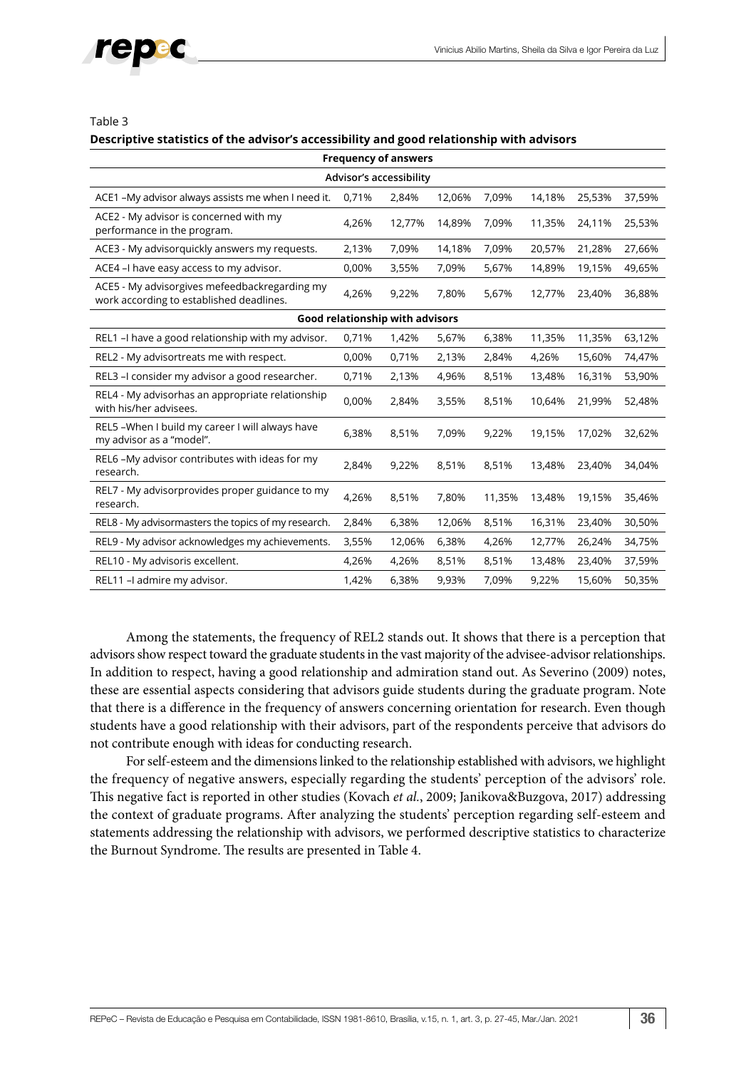Table 3

**Descriptive statistics of the advisor's accessibility and good relationship with advisors**

| Frequency of answers | | | | | | | |
|---|---|---|---|---|---|---|---|
| **Advisor's accessibility** | | | | | | | |
| ACE1 –My advisor always assists me when I need it. | 0,71% | 2,84% | 12,06% | 7,09% | 14,18% | 25,53% | 37,59% |
| ACE2 - My advisor is concerned with my performance in the program. | 4,26% | 12,77% | 14,89% | 7,09% | 11,35% | 24,11% | 25,53% |
| ACE3 - My advisorquickly answers my requests. | 2,13% | 7,09% | 14,18% | 7,09% | 20,57% | 21,28% | 27,66% |
| ACE4 –I have easy access to my advisor. | 0,00% | 3,55% | 7,09% | 5,67% | 14,89% | 19,15% | 49,65% |
| ACE5 - My advisorgives mefeedbackregarding my work according to established deadlines. | 4,26% | 9,22% | 7,80% | 5,67% | 12,77% | 23,40% | 36,88% |
| **Good relationship with advisors** | | | | | | | |
| REL1 –I have a good relationship with my advisor. | 0,71% | 1,42% | 5,67% | 6,38% | 11,35% | 11,35% | 63,12% |
| REL2 - My advisortreats me with respect. | 0,00% | 0,71% | 2,13% | 2,84% | 4,26% | 15,60% | 74,47% |
| REL3 –I consider my advisor a good researcher. | 0,71% | 2,13% | 4,96% | 8,51% | 13,48% | 16,31% | 53,90% |
| REL4 - My advisorhas an appropriate relationship with his/her advisees. | 0,00% | 2,84% | 3,55% | 8,51% | 10,64% | 21,99% | 52,48% |
| REL5 –When I build my career I will always have my advisor as a "model". | 6,38% | 8,51% | 7,09% | 9,22% | 19,15% | 17,02% | 32,62% |
| REL6 –My advisor contributes with ideas for my research. | 2,84% | 9,22% | 8,51% | 8,51% | 13,48% | 23,40% | 34,04% |
| REL7 - My advisorprovides proper guidance to my research. | 4,26% | 8,51% | 7,80% | 11,35% | 13,48% | 19,15% | 35,46% |
| REL8 - My advisormasters the topics of my research. | 2,84% | 6,38% | 12,06% | 8,51% | 16,31% | 23,40% | 30,50% |
| REL9 - My advisor acknowledges my achievements. | 3,55% | 12,06% | 6,38% | 4,26% | 12,77% | 26,24% | 34,75% |
| REL10 - My advisoris excellent. | 4,26% | 4,26% | 8,51% | 8,51% | 13,48% | 23,40% | 37,59% |
| REL11 –I admire my advisor. | 1,42% | 6,38% | 9,93% | 7,09% | 9,22% | 15,60% | 50,35% |

Among the statements, the frequency of REL2 stands out. It shows that there is a perception that advisors show respect toward the graduate students in the vast majority of the advisee-advisor relationships. In addition to respect, having a good relationship and admiration stand out. As Severino (2009) notes, these are essential aspects considering that advisors guide students during the graduate program. Note that there is a difference in the frequency of answers concerning orientation for research. Even though students have a good relationship with their advisors, part of the respondents perceive that advisors do not contribute enough with ideas for conducting research.

For self-esteem and the dimensions linked to the relationship established with advisors, we highlight the frequency of negative answers, especially regarding the students' perception of the advisors' role. This negative fact is reported in other studies (Kovach *et al.*, 2009; Janikova&Buzgova, 2017) addressing the context of graduate programs. After analyzing the students' perception regarding self-esteem and statements addressing the relationship with advisors, we performed descriptive statistics to characterize the Burnout Syndrome. The results are presented in Table 4.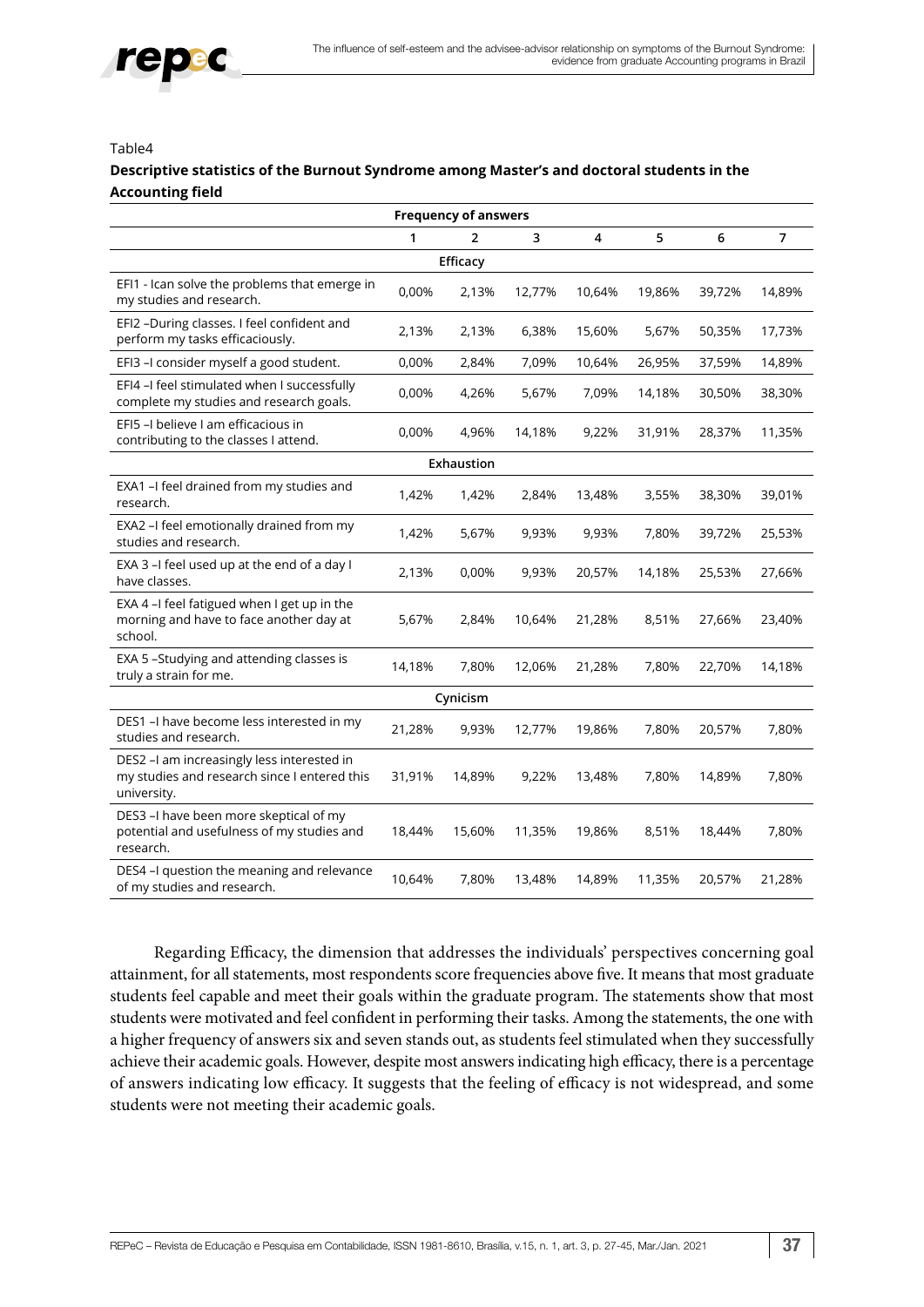Table4

**Descriptive statistics of the Burnout Syndrome among Master's and doctoral students in the Accounting field**

| | Frequency of answers | | | | | | |
|---|---|---|---|---|---|---|---|
| | 1 | 2 | 3 | 4 | 5 | 6 | 7 |
| **Efficacy** | | | | | | | |
| EFI1 - Ican solve the problems that emerge in my studies and research. | 0,00% | 2,13% | 12,77% | 10,64% | 19,86% | 39,72% | 14,89% |
| EFI2 –During classes. I feel confident and perform my tasks efficaciously. | 2,13% | 2,13% | 6,38% | 15,60% | 5,67% | 50,35% | 17,73% |
| EFI3 –I consider myself a good student. | 0,00% | 2,84% | 7,09% | 10,64% | 26,95% | 37,59% | 14,89% |
| EFI4 –I feel stimulated when I successfully complete my studies and research goals. | 0,00% | 4,26% | 5,67% | 7,09% | 14,18% | 30,50% | 38,30% |
| EFI5 –I believe I am efficacious in contributing to the classes I attend. | 0,00% | 4,96% | 14,18% | 9,22% | 31,91% | 28,37% | 11,35% |
| **Exhaustion** | | | | | | | |
| EXA1 –I feel drained from my studies and research. | 1,42% | 1,42% | 2,84% | 13,48% | 3,55% | 38,30% | 39,01% |
| EXA2 –I feel emotionally drained from my studies and research. | 1,42% | 5,67% | 9,93% | 9,93% | 7,80% | 39,72% | 25,53% |
| EXA 3 –I feel used up at the end of a day I have classes. | 2,13% | 0,00% | 9,93% | 20,57% | 14,18% | 25,53% | 27,66% |
| EXA 4 –I feel fatigued when I get up in the morning and have to face another day at school. | 5,67% | 2,84% | 10,64% | 21,28% | 8,51% | 27,66% | 23,40% |
| EXA 5 –Studying and attending classes is truly a strain for me. | 14,18% | 7,80% | 12,06% | 21,28% | 7,80% | 22,70% | 14,18% |
| **Cynicism** | | | | | | | |
| DES1 –I have become less interested in my studies and research. | 21,28% | 9,93% | 12,77% | 19,86% | 7,80% | 20,57% | 7,80% |
| DES2 –I am increasingly less interested in my studies and research since I entered this university. | 31,91% | 14,89% | 9,22% | 13,48% | 7,80% | 14,89% | 7,80% |
| DES3 –I have been more skeptical of my potential and usefulness of my studies and research. | 18,44% | 15,60% | 11,35% | 19,86% | 8,51% | 18,44% | 7,80% |
| DES4 –I question the meaning and relevance of my studies and research. | 10,64% | 7,80% | 13,48% | 14,89% | 11,35% | 20,57% | 21,28% |

Regarding Efficacy, the dimension that addresses the individuals' perspectives concerning goal attainment, for all statements, most respondents score frequencies above five. It means that most graduate students feel capable and meet their goals within the graduate program. The statements show that most students were motivated and feel confident in performing their tasks. Among the statements, the one with a higher frequency of answers six and seven stands out, as students feel stimulated when they successfully achieve their academic goals. However, despite most answers indicating high efficacy, there is a percentage of answers indicating low efficacy. It suggests that the feeling of efficacy is not widespread, and some students were not meeting their academic goals.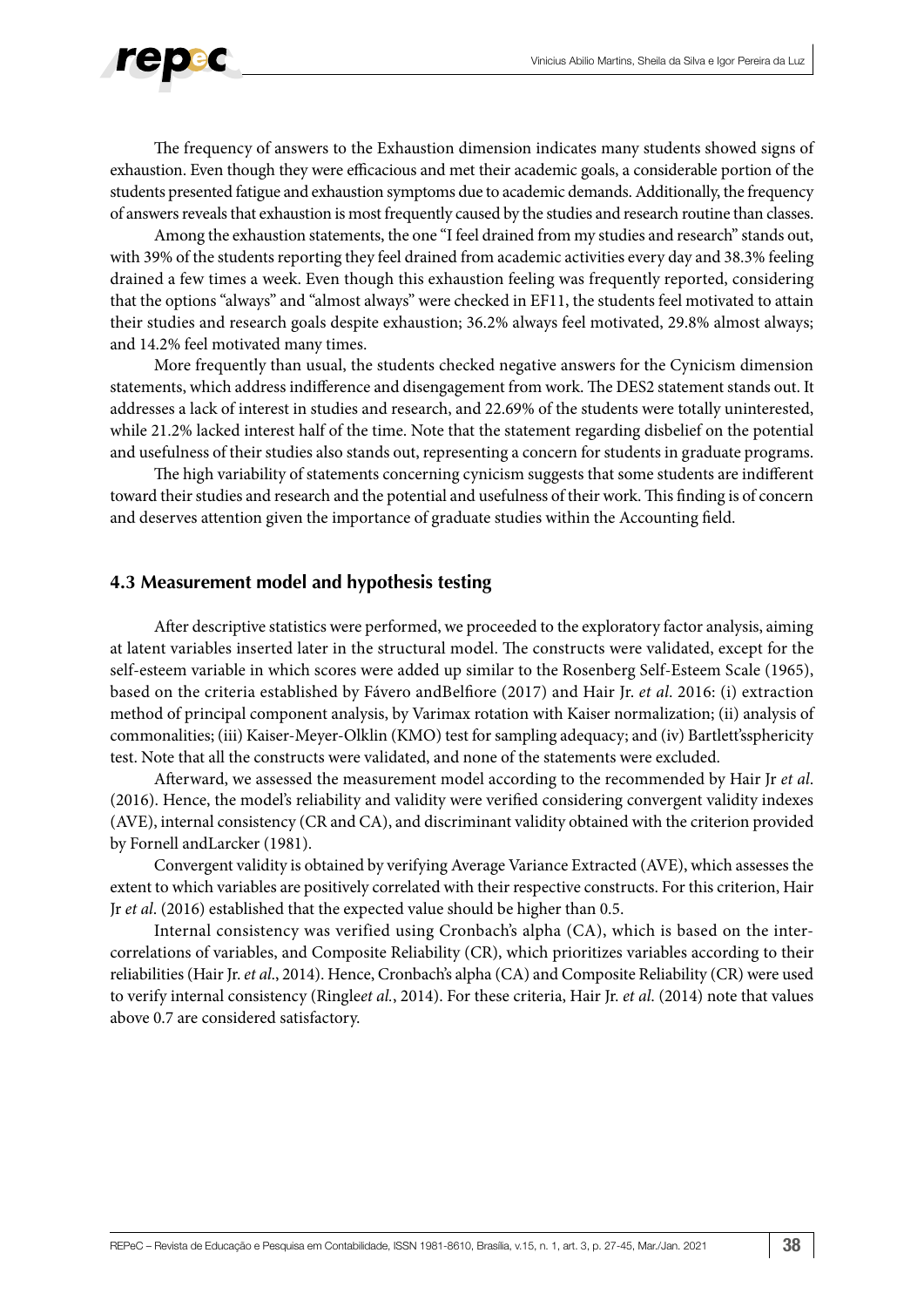The frequency of answers to the Exhaustion dimension indicates many students showed signs of exhaustion. Even though they were efficacious and met their academic goals, a considerable portion of the students presented fatigue and exhaustion symptoms due to academic demands. Additionally, the frequency of answers reveals that exhaustion is most frequently caused by the studies and research routine than classes.

Among the exhaustion statements, the one "I feel drained from my studies and research" stands out, with 39% of the students reporting they feel drained from academic activities every day and 38.3% feeling drained a few times a week. Even though this exhaustion feeling was frequently reported, considering that the options "always" and "almost always" were checked in EF11, the students feel motivated to attain their studies and research goals despite exhaustion; 36.2% always feel motivated, 29.8% almost always; and 14.2% feel motivated many times.

More frequently than usual, the students checked negative answers for the Cynicism dimension statements, which address indifference and disengagement from work. The DES2 statement stands out. It addresses a lack of interest in studies and research, and 22.69% of the students were totally uninterested, while 21.2% lacked interest half of the time. Note that the statement regarding disbelief on the potential and usefulness of their studies also stands out, representing a concern for students in graduate programs.

The high variability of statements concerning cynicism suggests that some students are indifferent toward their studies and research and the potential and usefulness of their work. This finding is of concern and deserves attention given the importance of graduate studies within the Accounting field.

### 4.3 Measurement model and hypothesis testing

After descriptive statistics were performed, we proceeded to the exploratory factor analysis, aiming at latent variables inserted later in the structural model. The constructs were validated, except for the self-esteem variable in which scores were added up similar to the Rosenberg Self-Esteem Scale (1965), based on the criteria established by Fávero andBelfiore (2017) and Hair Jr. *et al*. 2016: (i) extraction method of principal component analysis, by Varimax rotation with Kaiser normalization; (ii) analysis of commonalities; (iii) Kaiser-Meyer-Olklin (KMO) test for sampling adequacy; and (iv) Bartlett'ssphericity test. Note that all the constructs were validated, and none of the statements were excluded.

Afterward, we assessed the measurement model according to the recommended by Hair Jr *et al*. (2016). Hence, the model's reliability and validity were verified considering convergent validity indexes (AVE), internal consistency (CR and CA), and discriminant validity obtained with the criterion provided by Fornell andLarcker (1981).

Convergent validity is obtained by verifying Average Variance Extracted (AVE), which assesses the extent to which variables are positively correlated with their respective constructs. For this criterion, Hair Jr *et al*. (2016) established that the expected value should be higher than 0.5.

Internal consistency was verified using Cronbach's alpha (CA), which is based on the inter-correlations of variables, and Composite Reliability (CR), which prioritizes variables according to their reliabilities (Hair Jr. *et al*., 2014). Hence, Cronbach's alpha (CA) and Composite Reliability (CR) were used to verify internal consistency (Ringle*et al*., 2014). For these criteria, Hair Jr. *et al*. (2014) note that values above 0.7 are considered satisfactory.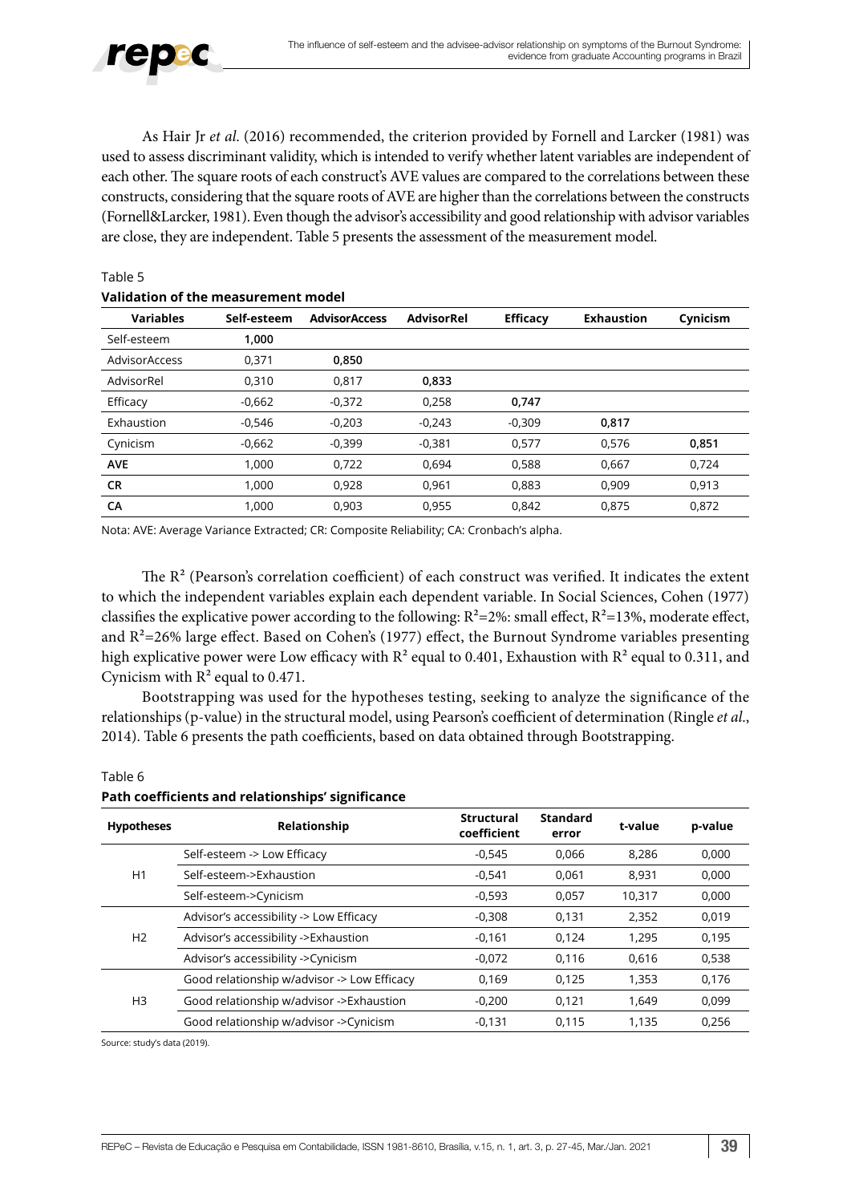As Hair Jr *et al.* (2016) recommended, the criterion provided by Fornell and Larcker (1981) was used to assess discriminant validity, which is intended to verify whether latent variables are independent of each other. The square roots of each construct's AVE values are compared to the correlations between these constructs, considering that the square roots of AVE are higher than the correlations between the constructs (Fornell&Larcker, 1981). Even though the advisor's accessibility and good relationship with advisor variables are close, they are independent. Table 5 presents the assessment of the measurement model.

Table 5

**Validation of the measurement model**

| Variables | Self-esteem | AdvisorAccess | AdvisorRel | Efficacy | Exhaustion | Cynicism |
|---|---|---|---|---|---|---|
| Self-esteem | **1,000** | | | | | |
| AdvisorAccess | 0,371 | **0,850** | | | | |
| AdvisorRel | 0,310 | 0,817 | **0,833** | | | |
| Efficacy | -0,662 | -0,372 | 0,258 | **0,747** | | |
| Exhaustion | -0,546 | -0,203 | -0,243 | -0,309 | **0,817** | |
| Cynicism | -0,662 | -0,399 | -0,381 | 0,577 | 0,576 | **0,851** |
| **AVE** | 1,000 | 0,722 | 0,694 | 0,588 | 0,667 | 0,724 |
| **CR** | 1,000 | 0,928 | 0,961 | 0,883 | 0,909 | 0,913 |
| **CA** | 1,000 | 0,903 | 0,955 | 0,842 | 0,875 | 0,872 |

Nota: AVE: Average Variance Extracted; CR: Composite Reliability; CA: Cronbach's alpha.

The $R^2$ (Pearson's correlation coefficient) of each construct was verified. It indicates the extent to which the independent variables explain each dependent variable. In Social Sciences, Cohen (1977) classifies the explicative power according to the following: $R^2$=2%: small effect, $R^2$=13%, moderate effect, and $R^2$=26% large effect. Based on Cohen's (1977) effect, the Burnout Syndrome variables presenting high explicative power were Low efficacy with $R^2$ equal to 0.401, Exhaustion with $R^2$ equal to 0.311, and Cynicism with $R^2$ equal to 0.471.

Bootstrapping was used for the hypotheses testing, seeking to analyze the significance of the relationships (p-value) in the structural model, using Pearson's coefficient of determination (Ringle *et al.*, 2014). Table 6 presents the path coefficients, based on data obtained through Bootstrapping.

Table 6

**Path coefficients and relationships' significance**

| Hypotheses | Relationship | Structural coefficient | Standard error | t-value | p-value |
|---|---|---|---|---|---|
| H1 | Self-esteem -> Low Efficacy | -0,545 | 0,066 | 8,286 | 0,000 |
| | Self-esteem->Exhaustion | -0,541 | 0,061 | 8,931 | 0,000 |
| | Self-esteem->Cynicism | -0,593 | 0,057 | 10,317 | 0,000 |
| H2 | Advisor's accessibility -> Low Efficacy | -0,308 | 0,131 | 2,352 | 0,019 |
| | Advisor's accessibility ->Exhaustion | -0,161 | 0,124 | 1,295 | 0,195 |
| | Advisor's accessibility ->Cynicism | -0,072 | 0,116 | 0,616 | 0,538 |
| H3 | Good relationship w/advisor -> Low Efficacy | 0,169 | 0,125 | 1,353 | 0,176 |
| | Good relationship w/advisor ->Exhaustion | -0,200 | 0,121 | 1,649 | 0,099 |
| | Good relationship w/advisor ->Cynicism | -0,131 | 0,115 | 1,135 | 0,256 |

Source: study's data (2019).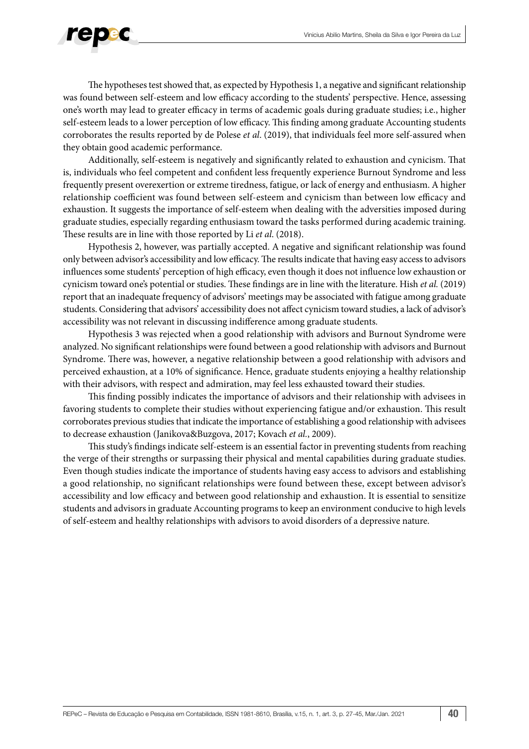The hypotheses test showed that, as expected by Hypothesis 1, a negative and significant relationship was found between self-esteem and low efficacy according to the students' perspective. Hence, assessing one's worth may lead to greater efficacy in terms of academic goals during graduate studies; i.e., higher self-esteem leads to a lower perception of low efficacy. This finding among graduate Accounting students corroborates the results reported by de Polese *et al*. (2019), that individuals feel more self-assured when they obtain good academic performance.

Additionally, self-esteem is negatively and significantly related to exhaustion and cynicism. That is, individuals who feel competent and confident less frequently experience Burnout Syndrome and less frequently present overexertion or extreme tiredness, fatigue, or lack of energy and enthusiasm. A higher relationship coefficient was found between self-esteem and cynicism than between low efficacy and exhaustion. It suggests the importance of self-esteem when dealing with the adversities imposed during graduate studies, especially regarding enthusiasm toward the tasks performed during academic training. These results are in line with those reported by Li *et al*. (2018).

Hypothesis 2, however, was partially accepted. A negative and significant relationship was found only between advisor's accessibility and low efficacy. The results indicate that having easy access to advisors influences some students' perception of high efficacy, even though it does not influence low exhaustion or cynicism toward one's potential or studies. These findings are in line with the literature. Hish *et al.* (2019) report that an inadequate frequency of advisors' meetings may be associated with fatigue among graduate students. Considering that advisors' accessibility does not affect cynicism toward studies, a lack of advisor's accessibility was not relevant in discussing indifference among graduate students.

Hypothesis 3 was rejected when a good relationship with advisors and Burnout Syndrome were analyzed. No significant relationships were found between a good relationship with advisors and Burnout Syndrome. There was, however, a negative relationship between a good relationship with advisors and perceived exhaustion, at a 10% of significance. Hence, graduate students enjoying a healthy relationship with their advisors, with respect and admiration, may feel less exhausted toward their studies.

This finding possibly indicates the importance of advisors and their relationship with advisees in favoring students to complete their studies without experiencing fatigue and/or exhaustion. This result corroborates previous studies that indicate the importance of establishing a good relationship with advisees to decrease exhaustion (Janikova&Buzgova, 2017; Kovach *et al.*, 2009).

This study's findings indicate self-esteem is an essential factor in preventing students from reaching the verge of their strengths or surpassing their physical and mental capabilities during graduate studies. Even though studies indicate the importance of students having easy access to advisors and establishing a good relationship, no significant relationships were found between these, except between advisor's accessibility and low efficacy and between good relationship and exhaustion. It is essential to sensitize students and advisors in graduate Accounting programs to keep an environment conducive to high levels of self-esteem and healthy relationships with advisors to avoid disorders of a depressive nature.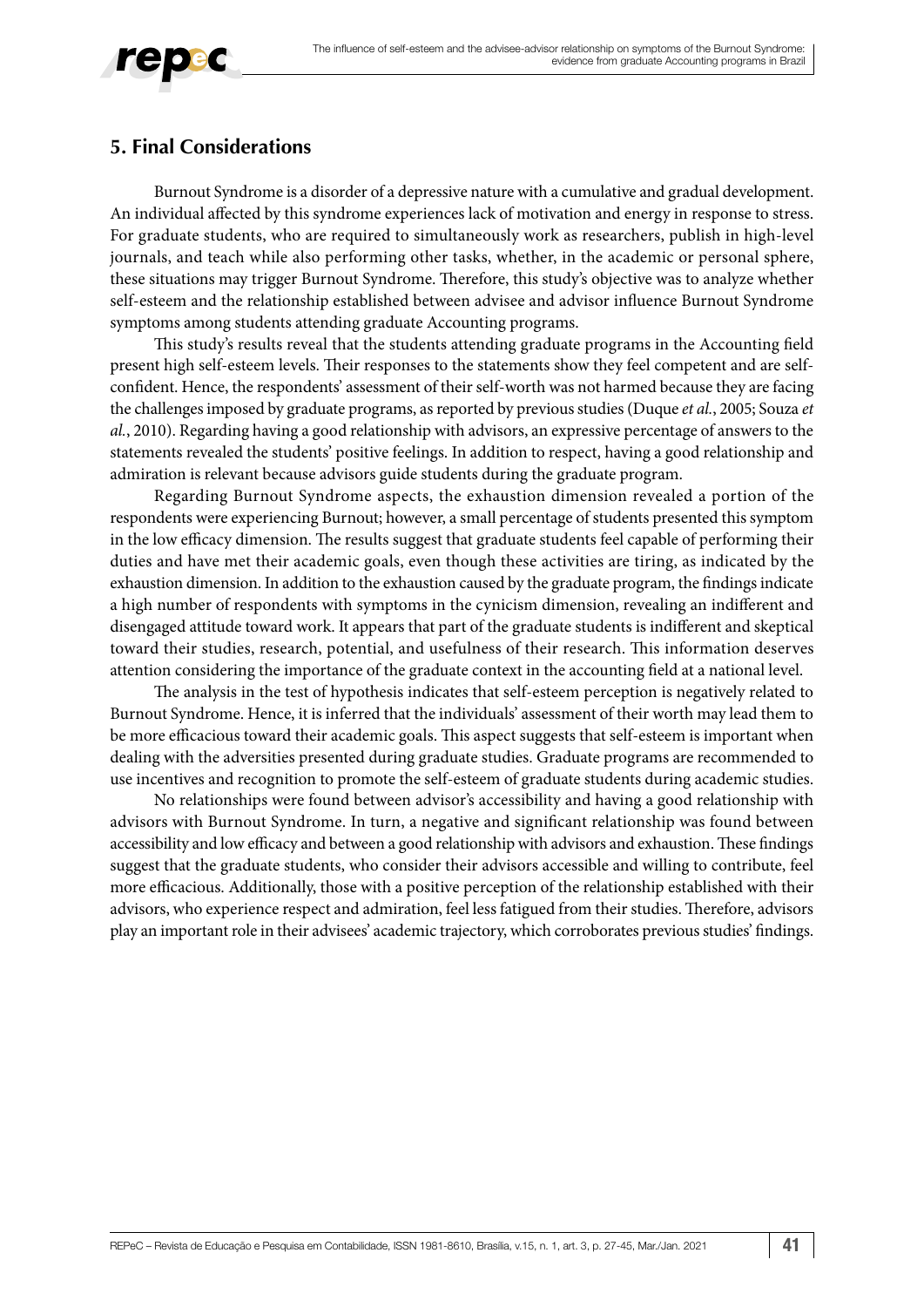## 5. Final Considerations

Burnout Syndrome is a disorder of a depressive nature with a cumulative and gradual development. An individual affected by this syndrome experiences lack of motivation and energy in response to stress. For graduate students, who are required to simultaneously work as researchers, publish in high-level journals, and teach while also performing other tasks, whether, in the academic or personal sphere, these situations may trigger Burnout Syndrome. Therefore, this study's objective was to analyze whether self-esteem and the relationship established between advisee and advisor influence Burnout Syndrome symptoms among students attending graduate Accounting programs.

This study's results reveal that the students attending graduate programs in the Accounting field present high self-esteem levels. Their responses to the statements show they feel competent and are self-confident. Hence, the respondents' assessment of their self-worth was not harmed because they are facing the challenges imposed by graduate programs, as reported by previous studies (Duque *et al.*, 2005; Souza *et al.*, 2010). Regarding having a good relationship with advisors, an expressive percentage of answers to the statements revealed the students' positive feelings. In addition to respect, having a good relationship and admiration is relevant because advisors guide students during the graduate program.

Regarding Burnout Syndrome aspects, the exhaustion dimension revealed a portion of the respondents were experiencing Burnout; however, a small percentage of students presented this symptom in the low efficacy dimension. The results suggest that graduate students feel capable of performing their duties and have met their academic goals, even though these activities are tiring, as indicated by the exhaustion dimension. In addition to the exhaustion caused by the graduate program, the findings indicate a high number of respondents with symptoms in the cynicism dimension, revealing an indifferent and disengaged attitude toward work. It appears that part of the graduate students is indifferent and skeptical toward their studies, research, potential, and usefulness of their research. This information deserves attention considering the importance of the graduate context in the accounting field at a national level.

The analysis in the test of hypothesis indicates that self-esteem perception is negatively related to Burnout Syndrome. Hence, it is inferred that the individuals' assessment of their worth may lead them to be more efficacious toward their academic goals. This aspect suggests that self-esteem is important when dealing with the adversities presented during graduate studies. Graduate programs are recommended to use incentives and recognition to promote the self-esteem of graduate students during academic studies.

No relationships were found between advisor's accessibility and having a good relationship with advisors with Burnout Syndrome. In turn, a negative and significant relationship was found between accessibility and low efficacy and between a good relationship with advisors and exhaustion. These findings suggest that the graduate students, who consider their advisors accessible and willing to contribute, feel more efficacious. Additionally, those with a positive perception of the relationship established with their advisors, who experience respect and admiration, feel less fatigued from their studies. Therefore, advisors play an important role in their advisees' academic trajectory, which corroborates previous studies' findings.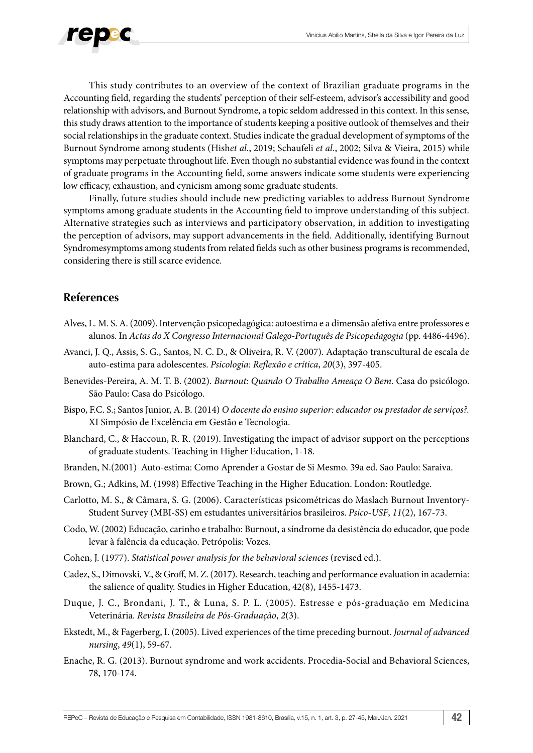This study contributes to an overview of the context of Brazilian graduate programs in the Accounting field, regarding the students' perception of their self-esteem, advisor's accessibility and good relationship with advisors, and Burnout Syndrome, a topic seldom addressed in this context. In this sense, this study draws attention to the importance of students keeping a positive outlook of themselves and their social relationships in the graduate context. Studies indicate the gradual development of symptoms of the Burnout Syndrome among students (Hish*et al.*, 2019; Schaufeli *et al.*, 2002; Silva & Vieira, 2015) while symptoms may perpetuate throughout life. Even though no substantial evidence was found in the context of graduate programs in the Accounting field, some answers indicate some students were experiencing low efficacy, exhaustion, and cynicism among some graduate students.

Finally, future studies should include new predicting variables to address Burnout Syndrome symptoms among graduate students in the Accounting field to improve understanding of this subject. Alternative strategies such as interviews and participatory observation, in addition to investigating the perception of advisors, may support advancements in the field. Additionally, identifying Burnout Syndromesymptoms among students from related fields such as other business programs is recommended, considering there is still scarce evidence.

## References

Alves, L. M. S. A. (2009). Intervenção psicopedagógica: autoestima e a dimensão afetiva entre professores e alunos. In *Actas do X Congresso Internacional Galego-Português de Psicopedagogia* (pp. 4486-4496).

Avanci, J. Q., Assis, S. G., Santos, N. C. D., & Oliveira, R. V. (2007). Adaptação transcultural de escala de auto-estima para adolescentes. *Psicologia: Reflexão e crítica*, *20*(3), 397-405.

Benevides-Pereira, A. M. T. B. (2002). *Burnout: Quando O Trabalho Ameaça O Bem*. Casa do psicólogo. São Paulo: Casa do Psicólogo.

Bispo, F.C. S.; Santos Junior, A. B. (2014) *O docente do ensino superior: educador ou prestador de serviços?*. XI Simpósio de Excelência em Gestão e Tecnologia.

Blanchard, C., & Haccoun, R. R. (2019). Investigating the impact of advisor support on the perceptions of graduate students. Teaching in Higher Education, 1-18.

Branden, N.(2001) Auto-estima: Como Aprender a Gostar de Si Mesmo. 39a ed. Sao Paulo: Saraiva.

Brown, G.; Adkins, M. (1998) Effective Teaching in the Higher Education. London: Routledge.

Carlotto, M. S., & Câmara, S. G. (2006). Características psicométricas do Maslach Burnout Inventory-Student Survey (MBI-SS) em estudantes universitários brasileiros. *Psico-USF*, *11*(2), 167-73.

Codo, W. (2002) Educação, carinho e trabalho: Burnout, a síndrome da desistência do educador, que pode levar à falência da educação. Petrópolis: Vozes.

Cohen, J. (1977). *Statistical power analysis for the behavioral sciences* (revised ed.).

Cadez, S., Dimovski, V., & Groff, M. Z. (2017). Research, teaching and performance evaluation in academia: the salience of quality. Studies in Higher Education, 42(8), 1455-1473.

Duque, J. C., Brondani, J. T., & Luna, S. P. L. (2005). Estresse e pós-graduação em Medicina Veterinária. *Revista Brasileira de Pós-Graduação*, *2*(3).

Ekstedt, M., & Fagerberg, I. (2005). Lived experiences of the time preceding burnout. *Journal of advanced nursing*, *49*(1), 59-67.

Enache, R. G. (2013). Burnout syndrome and work accidents. Procedia-Social and Behavioral Sciences, 78, 170-174.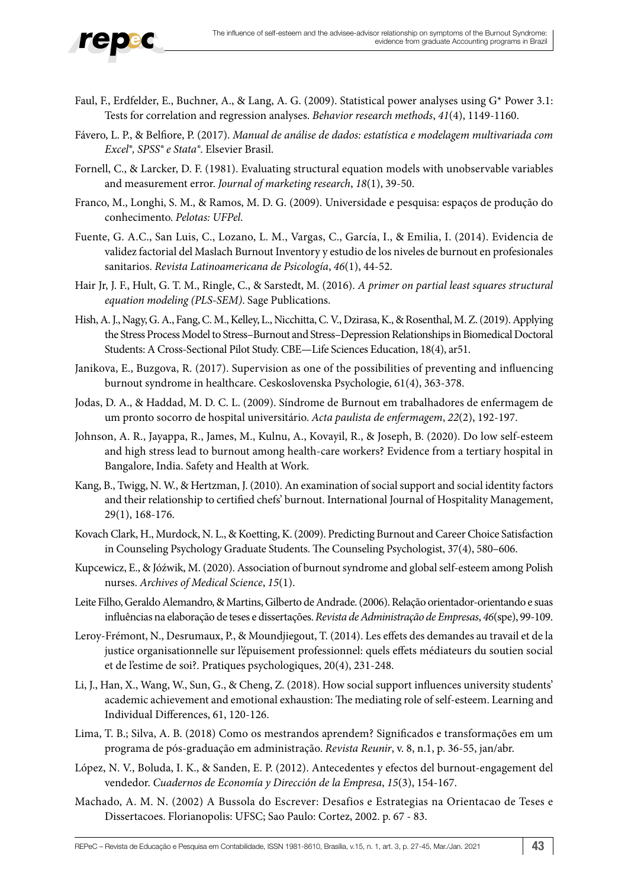Faul, F., Erdfelder, E., Buchner, A., & Lang, A. G. (2009). Statistical power analyses using G* Power 3.1: Tests for correlation and regression analyses. *Behavior research methods*, *41*(4), 1149-1160.

Fávero, L. P., & Belfiore, P. (2017). *Manual de análise de dados: estatística e modelagem multivariada com Excel®, SPSS® e Stata®*. Elsevier Brasil.

Fornell, C., & Larcker, D. F. (1981). Evaluating structural equation models with unobservable variables and measurement error. *Journal of marketing research*, *18*(1), 39-50.

Franco, M., Longhi, S. M., & Ramos, M. D. G. (2009). Universidade e pesquisa: espaços de produção do conhecimento. *Pelotas: UFPel*.

Fuente, G. A.C., San Luis, C., Lozano, L. M., Vargas, C., García, I., & Emilia, I. (2014). Evidencia de validez factorial del Maslach Burnout Inventory y estudio de los niveles de burnout en profesionales sanitarios. *Revista Latinoamericana de Psicología*, *46*(1), 44-52.

Hair Jr, J. F., Hult, G. T. M., Ringle, C., & Sarstedt, M. (2016). *A primer on partial least squares structural equation modeling (PLS-SEM)*. Sage Publications.

Hish, A. J., Nagy, G. A., Fang, C. M., Kelley, L., Nicchitta, C. V., Dzirasa, K., & Rosenthal, M. Z. (2019). Applying the Stress Process Model to Stress–Burnout and Stress–Depression Relationships in Biomedical Doctoral Students: A Cross-Sectional Pilot Study. CBE—Life Sciences Education, 18(4), ar51.

Janikova, E., Buzgova, R. (2017). Supervision as one of the possibilities of preventing and influencing burnout syndrome in healthcare. Ceskoslovenska Psychologie, 61(4), 363-378.

Jodas, D. A., & Haddad, M. D. C. L. (2009). Síndrome de Burnout em trabalhadores de enfermagem de um pronto socorro de hospital universitário. *Acta paulista de enfermagem*, *22*(2), 192-197.

Johnson, A. R., Jayappa, R., James, M., Kulnu, A., Kovayil, R., & Joseph, B. (2020). Do low self-esteem and high stress lead to burnout among health-care workers? Evidence from a tertiary hospital in Bangalore, India. Safety and Health at Work.

Kang, B., Twigg, N. W., & Hertzman, J. (2010). An examination of social support and social identity factors and their relationship to certified chefs' burnout. International Journal of Hospitality Management, 29(1), 168-176.

Kovach Clark, H., Murdock, N. L., & Koetting, K. (2009). Predicting Burnout and Career Choice Satisfaction in Counseling Psychology Graduate Students. The Counseling Psychologist, 37(4), 580–606.

Kupcewicz, E., & Jóźwik, M. (2020). Association of burnout syndrome and global self-esteem among Polish nurses. *Archives of Medical Science*, *15*(1).

Leite Filho, Geraldo Alemandro, & Martins, Gilberto de Andrade. (2006). Relação orientador-orientando e suas influências na elaboração de teses e dissertações. *Revista de Administração de Empresas*, *46*(spe), 99-109.

Leroy-Frémont, N., Desrumaux, P., & Moundjiegout, T. (2014). Les effets des demandes au travail et de la justice organisationnelle sur l'épuisement professionnel: quels effets médiateurs du soutien social et de l'estime de soi?. Pratiques psychologiques, 20(4), 231-248.

Li, J., Han, X., Wang, W., Sun, G., & Cheng, Z. (2018). How social support influences university students' academic achievement and emotional exhaustion: The mediating role of self-esteem. Learning and Individual Differences, 61, 120-126.

Lima, T. B.; Silva, A. B. (2018) Como os mestrandos aprendem? Significados e transformações em um programa de pós-graduação em administração. *Revista Reunir*, v. 8, n.1, p. 36-55, jan/abr.

López, N. V., Boluda, I. K., & Sanden, E. P. (2012). Antecedentes y efectos del burnout-engagement del vendedor. *Cuadernos de Economía y Dirección de la Empresa*, *15*(3), 154-167.

Machado, A. M. N. (2002) A Bussola do Escrever: Desafios e Estrategias na Orientacao de Teses e Dissertacoes. Florianopolis: UFSC; Sao Paulo: Cortez, 2002. p. 67 - 83.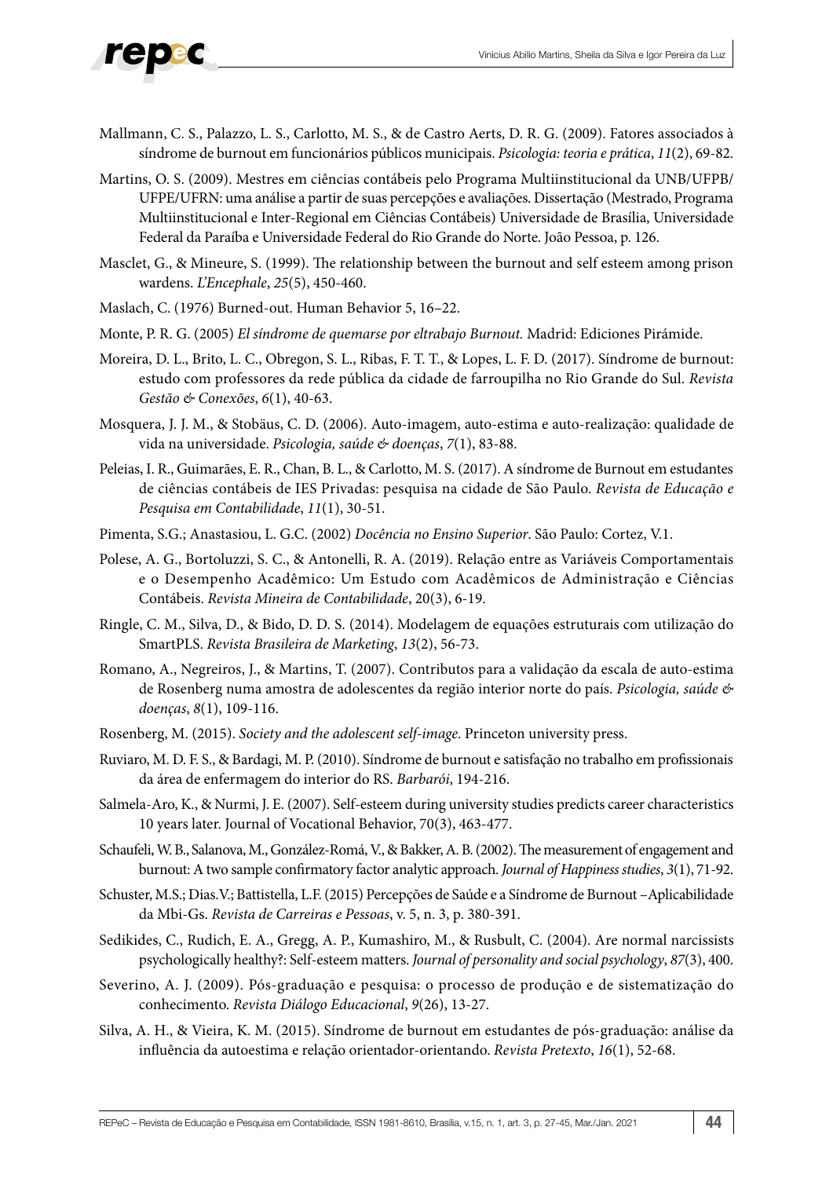Mallmann, C. S., Palazzo, L. S., Carlotto, M. S., & de Castro Aerts, D. R. G. (2009). Fatores associados à síndrome de burnout em funcionários públicos municipais. *Psicologia: teoria e prática*, *11*(2), 69-82.

Martins, O. S. (2009). Mestres em ciências contábeis pelo Programa Multiinstitucional da UNB/UFPB/UFPE/UFRN: uma análise a partir de suas percepções e avaliações. Dissertação (Mestrado, Programa Multiinstitucional e Inter-Regional em Ciências Contábeis) Universidade de Brasília, Universidade Federal da Paraíba e Universidade Federal do Rio Grande do Norte. João Pessoa, p. 126.

Masclet, G., & Mineure, S. (1999). The relationship between the burnout and self esteem among prison wardens. *L'Encephale*, *25*(5), 450-460.

Maslach, C. (1976) Burned-out. Human Behavior 5, 16–22.

Monte, P. R. G. (2005) *El síndrome de quemarse por eltrabajo Burnout.* Madrid: Ediciones Pirámide.

Moreira, D. L., Brito, L. C., Obregon, S. L., Ribas, F. T. T., & Lopes, L. F. D. (2017). Síndrome de burnout: estudo com professores da rede pública da cidade de farroupilha no Rio Grande do Sul. *Revista Gestão & Conexões*, *6*(1), 40-63.

Mosquera, J. J. M., & Stobäus, C. D. (2006). Auto-imagem, auto-estima e auto-realização: qualidade de vida na universidade. *Psicologia, saúde & doenças*, *7*(1), 83-88.

Peleias, I. R., Guimarães, E. R., Chan, B. L., & Carlotto, M. S. (2017). A síndrome de Burnout em estudantes de ciências contábeis de IES Privadas: pesquisa na cidade de São Paulo. *Revista de Educação e Pesquisa em Contabilidade*, *11*(1), 30-51.

Pimenta, S.G.; Anastasiou, L. G.C. (2002) *Docência no Ensino Superior*. São Paulo: Cortez, V.1.

Polese, A. G., Bortoluzzi, S. C., & Antonelli, R. A. (2019). Relação entre as Variáveis Comportamentais e o Desempenho Acadêmico: Um Estudo com Acadêmicos de Administração e Ciências Contábeis. *Revista Mineira de Contabilidade*, 20(3), 6-19.

Ringle, C. M., Silva, D., & Bido, D. D. S. (2014). Modelagem de equações estruturais com utilização do SmartPLS. *Revista Brasileira de Marketing*, *13*(2), 56-73.

Romano, A., Negreiros, J., & Martins, T. (2007). Contributos para a validação da escala de auto-estima de Rosenberg numa amostra de adolescentes da região interior norte do país. *Psicologia, saúde & doenças*, *8*(1), 109-116.

Rosenberg, M. (2015). *Society and the adolescent self-image*. Princeton university press.

Ruviaro, M. D. F. S., & Bardagi, M. P. (2010). Síndrome de burnout e satisfação no trabalho em profissionais da área de enfermagem do interior do RS. *Barbarói*, 194-216.

Salmela-Aro, K., & Nurmi, J. E. (2007). Self-esteem during university studies predicts career characteristics 10 years later. Journal of Vocational Behavior, 70(3), 463-477.

Schaufeli, W. B., Salanova, M., González-Romá, V., & Bakker, A. B. (2002). The measurement of engagement and burnout: A two sample confirmatory factor analytic approach. *Journal of Happiness studies*, *3*(1), 71-92.

Schuster, M.S.; Dias.V.; Battistella, L.F. (2015) Percepções de Saúde e a Síndrome de Burnout –Aplicabilidade da Mbi-Gs. *Revista de Carreiras e Pessoas*, v. 5, n. 3, p. 380-391.

Sedikides, C., Rudich, E. A., Gregg, A. P., Kumashiro, M., & Rusbult, C. (2004). Are normal narcissists psychologically healthy?: Self-esteem matters. *Journal of personality and social psychology*, *87*(3), 400.

Severino, A. J. (2009). Pós-graduação e pesquisa: o processo de produção e de sistematização do conhecimento. *Revista Diálogo Educacional*, *9*(26), 13-27.

Silva, A. H., & Vieira, K. M. (2015). Síndrome de burnout em estudantes de pós-graduação: análise da influência da autoestima e relação orientador-orientando. *Revista Pretexto*, *16*(1), 52-68.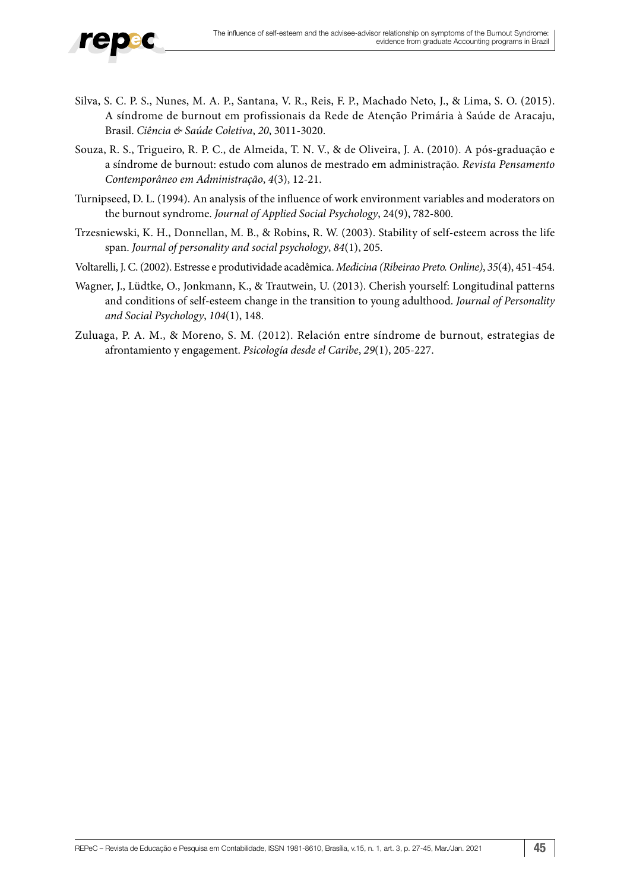Silva, S. C. P. S., Nunes, M. A. P., Santana, V. R., Reis, F. P., Machado Neto, J., & Lima, S. O. (2015). A síndrome de burnout em profissionais da Rede de Atenção Primária à Saúde de Aracaju, Brasil. *Ciência & Saúde Coletiva*, *20*, 3011-3020.

Souza, R. S., Trigueiro, R. P. C., de Almeida, T. N. V., & de Oliveira, J. A. (2010). A pós-graduação e a síndrome de burnout: estudo com alunos de mestrado em administração. *Revista Pensamento Contemporâneo em Administração*, *4*(3), 12-21.

Turnipseed, D. L. (1994). An analysis of the influence of work environment variables and moderators on the burnout syndrome. *Journal of Applied Social Psychology*, 24(9), 782-800.

Trzesniewski, K. H., Donnellan, M. B., & Robins, R. W. (2003). Stability of self-esteem across the life span. *Journal of personality and social psychology*, *84*(1), 205.

Voltarelli, J. C. (2002). Estresse e produtividade acadêmica. *Medicina (Ribeirao Preto. Online)*, *35*(4), 451-454.

Wagner, J., Lüdtke, O., Jonkmann, K., & Trautwein, U. (2013). Cherish yourself: Longitudinal patterns and conditions of self-esteem change in the transition to young adulthood. *Journal of Personality and Social Psychology*, *104*(1), 148.

Zuluaga, P. A. M., & Moreno, S. M. (2012). Relación entre síndrome de burnout, estrategias de afrontamiento y engagement. *Psicología desde el Caribe*, *29*(1), 205-227.